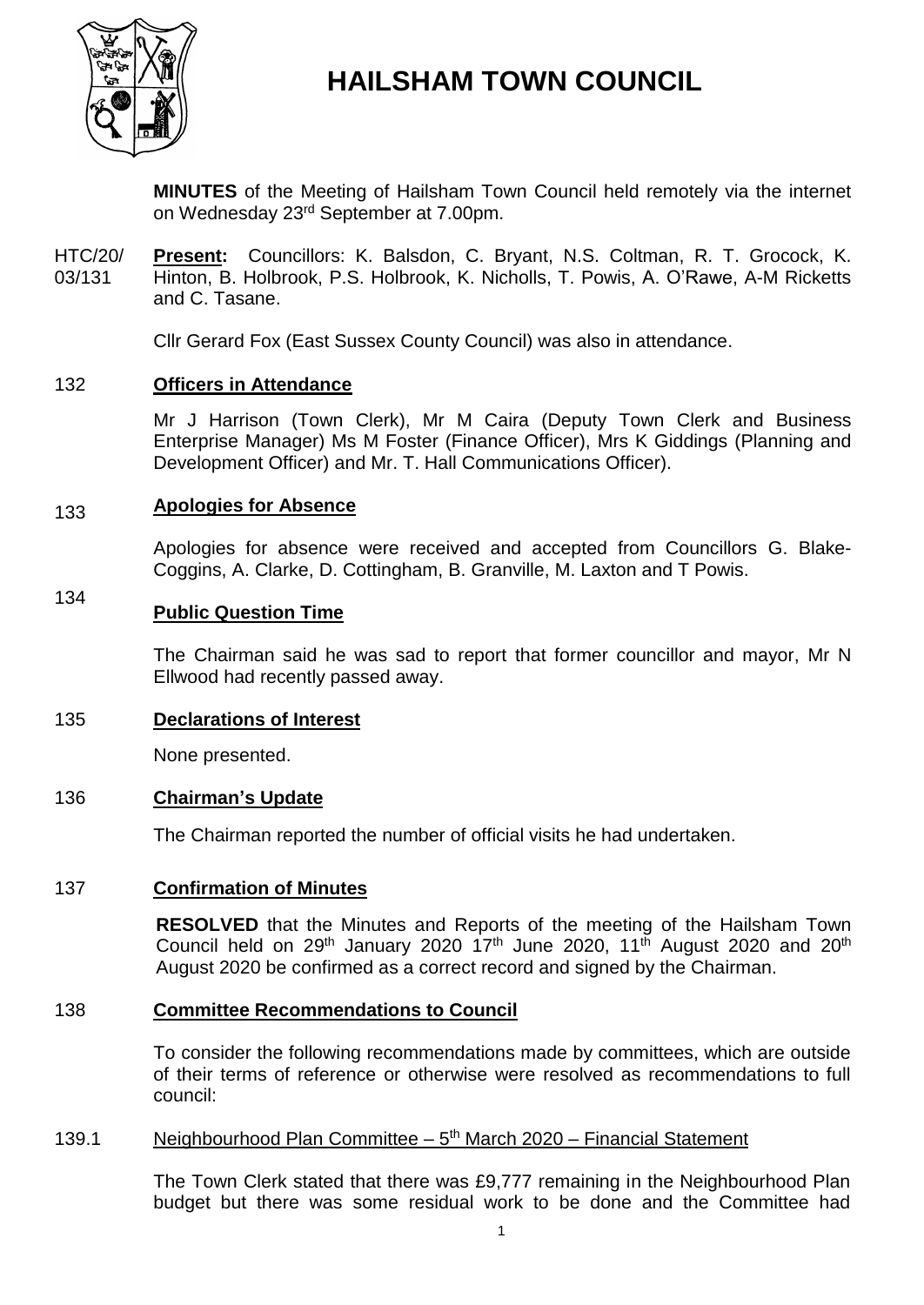# HAILSHAM TOWN COUNCIL

**MINUTES** of the Meeting of Hailsham Town Council held remotely via the internet on Wednesday 23rd September at 7.00pm.

HTC/20/03/131 **Present:** Councillors: K. Balsdon, C. Bryant, N.S. Coltman, R. T. Grocock, K. Hinton, B. Holbrook, P.S. Holbrook, K. Nicholls, T. Powis, A. O'Rawe, A-M Ricketts and C. Tasane.

Cllr Gerard Fox (East Sussex County Council) was also in attendance.

132 **Officers in Attendance**

Mr J Harrison (Town Clerk), Mr M Caira (Deputy Town Clerk and Business Enterprise Manager) Ms M Foster (Finance Officer), Mrs K Giddings (Planning and Development Officer) and Mr. T. Hall Communications Officer).

133 **Apologies for Absence**

Apologies for absence were received and accepted from Councillors G. Blake-Coggins, A. Clarke, D. Cottingham, B. Granville, M. Laxton and T Powis.

134 **Public Question Time**

The Chairman said he was sad to report that former councillor and mayor, Mr N Ellwood had recently passed away.

135 **Declarations of Interest**

None presented.

136 **Chairman's Update**

The Chairman reported the number of official visits he had undertaken.

137 **Confirmation of Minutes**

**RESOLVED** that the Minutes and Reports of the meeting of the Hailsham Town Council held on 29th January 2020 17th June 2020, 11th August 2020 and 20th August 2020 be confirmed as a correct record and signed by the Chairman.

138 **Committee Recommendations to Council**

To consider the following recommendations made by committees, which are outside of their terms of reference or otherwise were resolved as recommendations to full council:

139.1 Neighbourhood Plan Committee – 5th March 2020 – Financial Statement

The Town Clerk stated that there was £9,777 remaining in the Neighbourhood Plan budget but there was some residual work to be done and the Committee had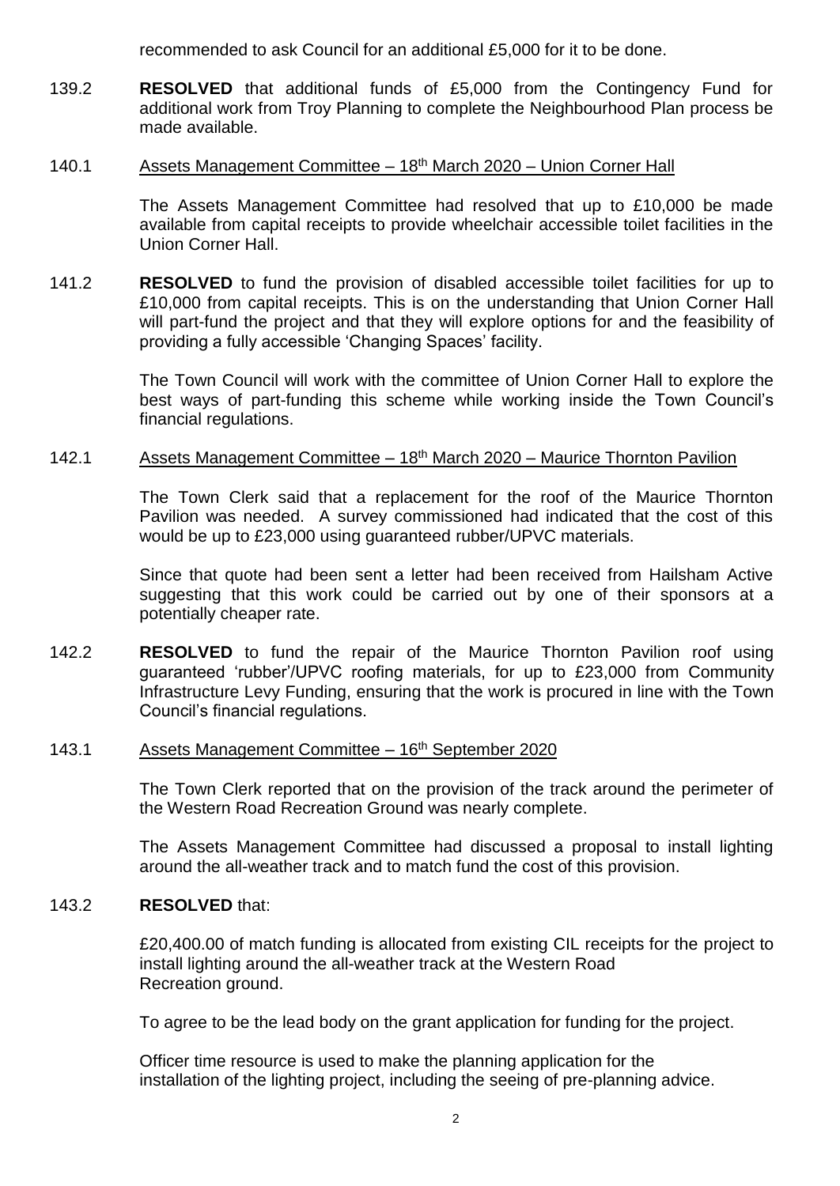recommended to ask Council for an additional £5,000 for it to be done.

139.2 **RESOLVED** that additional funds of £5,000 from the Contingency Fund for additional work from Troy Planning to complete the Neighbourhood Plan process be made available.

140.1 <u>Assets Management Committee – 18th March 2020 – Union Corner Hall</u>

The Assets Management Committee had resolved that up to £10,000 be made available from capital receipts to provide wheelchair accessible toilet facilities in the Union Corner Hall.

141.2 **RESOLVED** to fund the provision of disabled accessible toilet facilities for up to £10,000 from capital receipts. This is on the understanding that Union Corner Hall will part-fund the project and that they will explore options for and the feasibility of providing a fully accessible 'Changing Spaces' facility.

The Town Council will work with the committee of Union Corner Hall to explore the best ways of part-funding this scheme while working inside the Town Council's financial regulations.

142.1 <u>Assets Management Committee – 18th March 2020 – Maurice Thornton Pavilion</u>

The Town Clerk said that a replacement for the roof of the Maurice Thornton Pavilion was needed. A survey commissioned had indicated that the cost of this would be up to £23,000 using guaranteed rubber/UPVC materials.

Since that quote had been sent a letter had been received from Hailsham Active suggesting that this work could be carried out by one of their sponsors at a potentially cheaper rate.

142.2 **RESOLVED** to fund the repair of the Maurice Thornton Pavilion roof using guaranteed 'rubber'/UPVC roofing materials, for up to £23,000 from Community Infrastructure Levy Funding, ensuring that the work is procured in line with the Town Council's financial regulations.

143.1 <u>Assets Management Committee – 16th September 2020</u>

The Town Clerk reported that on the provision of the track around the perimeter of the Western Road Recreation Ground was nearly complete.

The Assets Management Committee had discussed a proposal to install lighting around the all-weather track and to match fund the cost of this provision.

143.2 **RESOLVED** that:

£20,400.00 of match funding is allocated from existing CIL receipts for the project to install lighting around the all-weather track at the Western Road Recreation ground.

To agree to be the lead body on the grant application for funding for the project.

Officer time resource is used to make the planning application for the installation of the lighting project, including the seeing of pre-planning advice.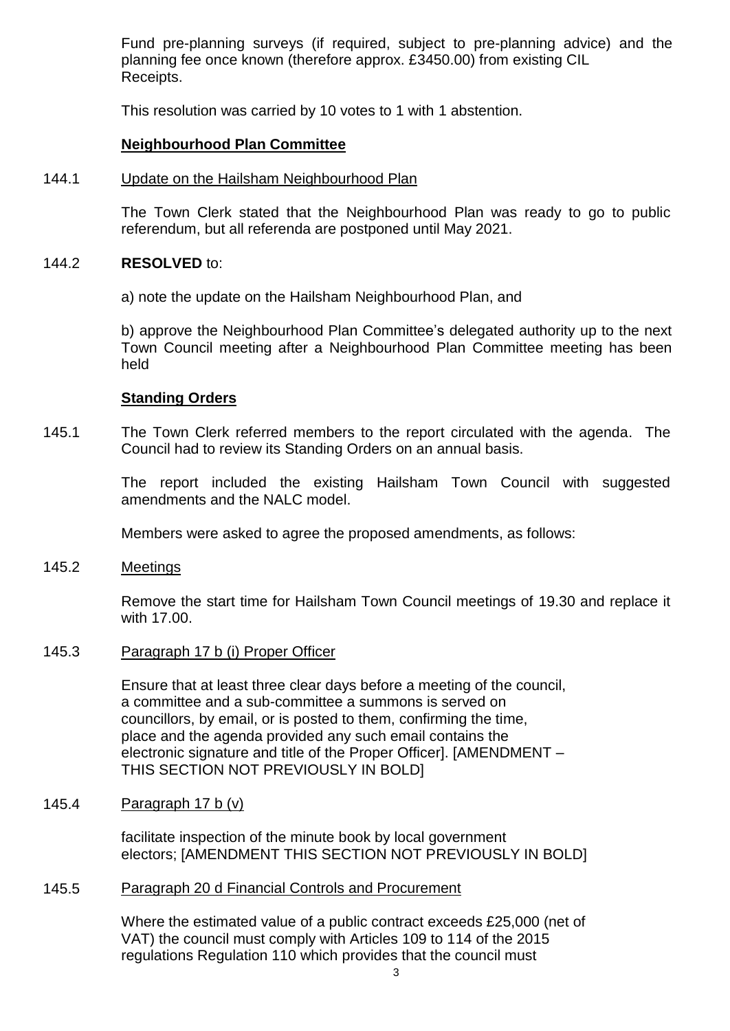Fund pre-planning surveys (if required, subject to pre-planning advice) and the planning fee once known (therefore approx. £3450.00) from existing CIL Receipts.

This resolution was carried by 10 votes to 1 with 1 abstention.

**Neighbourhood Plan Committee**

144.1 Update on the Hailsham Neighbourhood Plan

The Town Clerk stated that the Neighbourhood Plan was ready to go to public referendum, but all referenda are postponed until May 2021.

144.2 **RESOLVED** to:

a) note the update on the Hailsham Neighbourhood Plan, and

b) approve the Neighbourhood Plan Committee's delegated authority up to the next Town Council meeting after a Neighbourhood Plan Committee meeting has been held

**Standing Orders**

145.1 The Town Clerk referred members to the report circulated with the agenda. The Council had to review its Standing Orders on an annual basis.

The report included the existing Hailsham Town Council with suggested amendments and the NALC model.

Members were asked to agree the proposed amendments, as follows:

145.2 Meetings

Remove the start time for Hailsham Town Council meetings of 19.30 and replace it with 17.00.

145.3 Paragraph 17 b (i) Proper Officer

Ensure that at least three clear days before a meeting of the council, a committee and a sub-committee a summons is served on councillors, by email, or is posted to them, confirming the time, place and the agenda provided any such email contains the electronic signature and title of the Proper Officer]. [AMENDMENT – THIS SECTION NOT PREVIOUSLY IN BOLD]

145.4 Paragraph 17 b (v)

facilitate inspection of the minute book by local government electors; [AMENDMENT THIS SECTION NOT PREVIOUSLY IN BOLD]

145.5 Paragraph 20 d Financial Controls and Procurement

Where the estimated value of a public contract exceeds £25,000 (net of VAT) the council must comply with Articles 109 to 114 of the 2015 regulations Regulation 110 which provides that the council must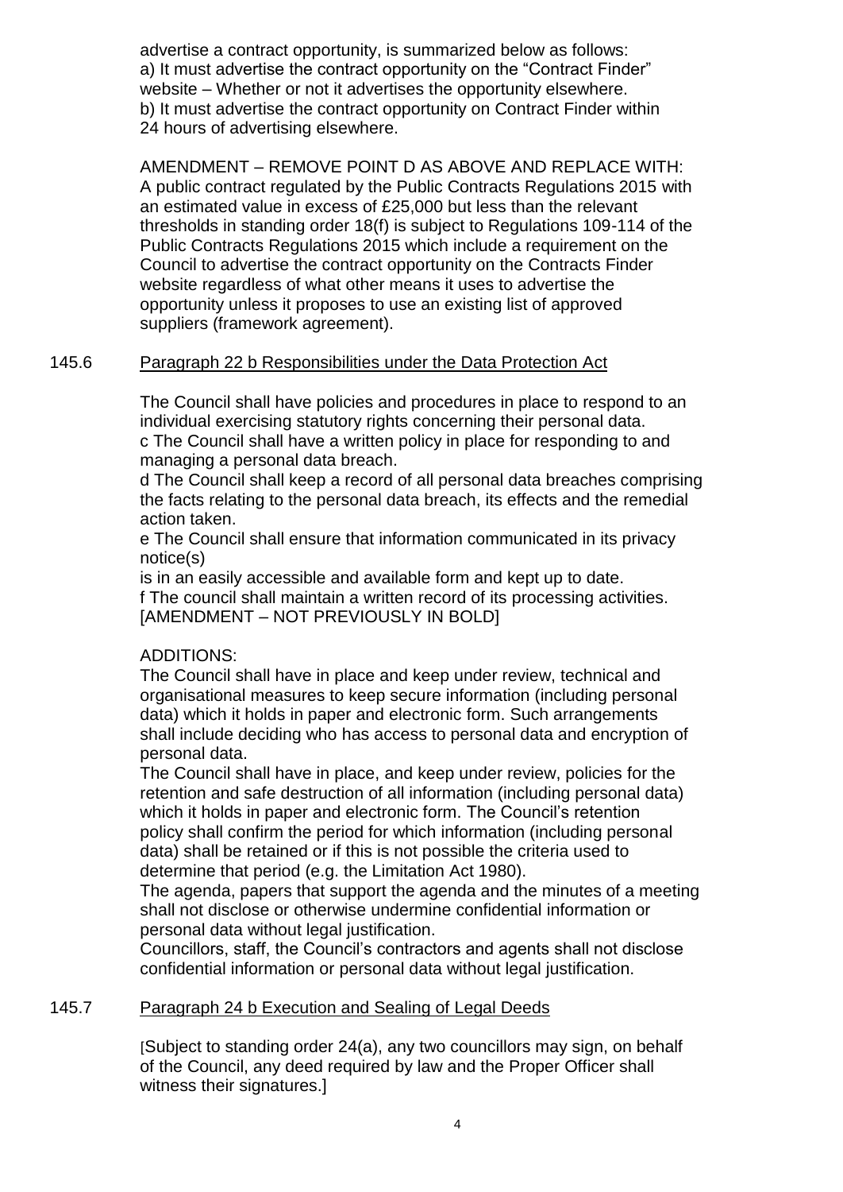advertise a contract opportunity, is summarized below as follows:
a) It must advertise the contract opportunity on the "Contract Finder" website – Whether or not it advertises the opportunity elsewhere.
b) It must advertise the contract opportunity on Contract Finder within 24 hours of advertising elsewhere.

AMENDMENT – REMOVE POINT D AS ABOVE AND REPLACE WITH:
A public contract regulated by the Public Contracts Regulations 2015 with an estimated value in excess of £25,000 but less than the relevant thresholds in standing order 18(f) is subject to Regulations 109-114 of the Public Contracts Regulations 2015 which include a requirement on the Council to advertise the contract opportunity on the Contracts Finder website regardless of what other means it uses to advertise the opportunity unless it proposes to use an existing list of approved suppliers (framework agreement).

145.6 Paragraph 22 b Responsibilities under the Data Protection Act

The Council shall have policies and procedures in place to respond to an individual exercising statutory rights concerning their personal data.
c The Council shall have a written policy in place for responding to and managing a personal data breach.
d The Council shall keep a record of all personal data breaches comprising the facts relating to the personal data breach, its effects and the remedial action taken.
e The Council shall ensure that information communicated in its privacy notice(s)
is in an easily accessible and available form and kept up to date.
f The council shall maintain a written record of its processing activities.
[AMENDMENT – NOT PREVIOUSLY IN BOLD]

ADDITIONS:
The Council shall have in place and keep under review, technical and organisational measures to keep secure information (including personal data) which it holds in paper and electronic form. Such arrangements shall include deciding who has access to personal data and encryption of personal data.
The Council shall have in place, and keep under review, policies for the retention and safe destruction of all information (including personal data) which it holds in paper and electronic form. The Council's retention policy shall confirm the period for which information (including personal data) shall be retained or if this is not possible the criteria used to determine that period (e.g. the Limitation Act 1980).
The agenda, papers that support the agenda and the minutes of a meeting shall not disclose or otherwise undermine confidential information or personal data without legal justification.
Councillors, staff, the Council's contractors and agents shall not disclose confidential information or personal data without legal justification.

145.7 Paragraph 24 b Execution and Sealing of Legal Deeds

[Subject to standing order 24(a), any two councillors may sign, on behalf of the Council, any deed required by law and the Proper Officer shall witness their signatures.]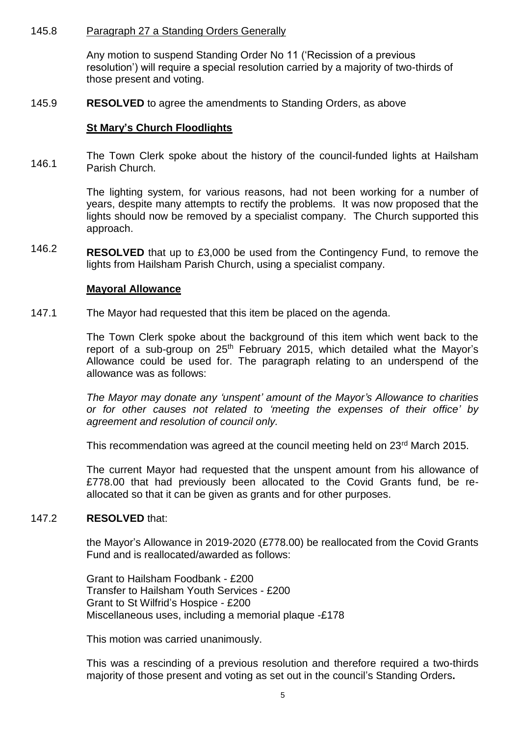145.8 Paragraph 27 a Standing Orders Generally

Any motion to suspend Standing Order No 11 ('Recission of a previous resolution') will require a special resolution carried by a majority of two-thirds of those present and voting.

145.9 **RESOLVED** to agree the amendments to Standing Orders, as above

## St Mary's Church Floodlights

146.1 The Town Clerk spoke about the history of the council-funded lights at Hailsham Parish Church.

The lighting system, for various reasons, had not been working for a number of years, despite many attempts to rectify the problems. It was now proposed that the lights should now be removed by a specialist company. The Church supported this approach.

146.2 **RESOLVED** that up to £3,000 be used from the Contingency Fund, to remove the lights from Hailsham Parish Church, using a specialist company.

## Mayoral Allowance

147.1 The Mayor had requested that this item be placed on the agenda.

The Town Clerk spoke about the background of this item which went back to the report of a sub-group on 25th February 2015, which detailed what the Mayor's Allowance could be used for. The paragraph relating to an underspend of the allowance was as follows:

*The Mayor may donate any 'unspent' amount of the Mayor's Allowance to charities or for other causes not related to 'meeting the expenses of their office' by agreement and resolution of council only.*

This recommendation was agreed at the council meeting held on 23rd March 2015.

The current Mayor had requested that the unspent amount from his allowance of £778.00 that had previously been allocated to the Covid Grants fund, be re-allocated so that it can be given as grants and for other purposes.

147.2 **RESOLVED** that:

the Mayor's Allowance in 2019-2020 (£778.00) be reallocated from the Covid Grants Fund and is reallocated/awarded as follows:

Grant to Hailsham Foodbank - £200
Transfer to Hailsham Youth Services - £200
Grant to St Wilfrid's Hospice - £200
Miscellaneous uses, including a memorial plaque -£178

This motion was carried unanimously.

This was a rescinding of a previous resolution and therefore required a two-thirds majority of those present and voting as set out in the council's Standing Orders.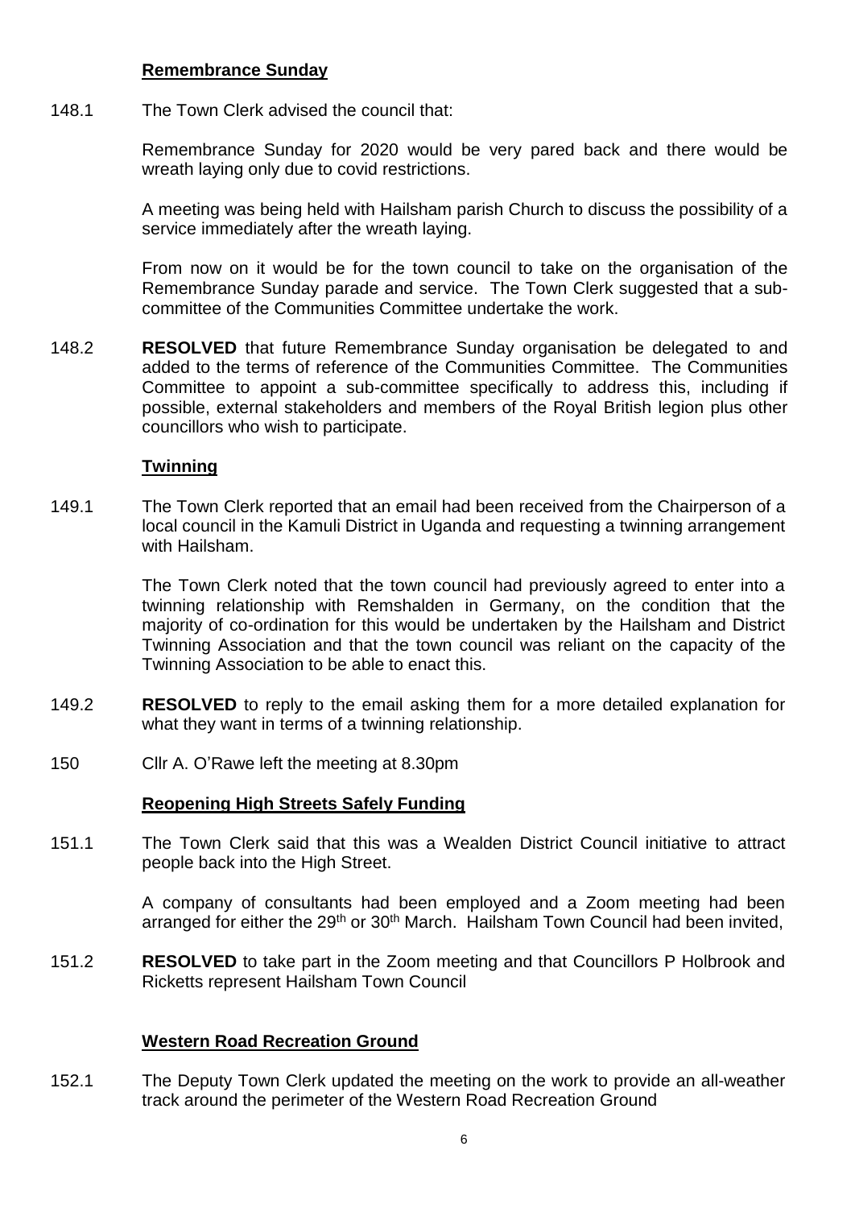**Remembrance Sunday**

148.1 The Town Clerk advised the council that:

Remembrance Sunday for 2020 would be very pared back and there would be wreath laying only due to covid restrictions.

A meeting was being held with Hailsham parish Church to discuss the possibility of a service immediately after the wreath laying.

From now on it would be for the town council to take on the organisation of the Remembrance Sunday parade and service. The Town Clerk suggested that a sub-committee of the Communities Committee undertake the work.

148.2 **RESOLVED** that future Remembrance Sunday organisation be delegated to and added to the terms of reference of the Communities Committee. The Communities Committee to appoint a sub-committee specifically to address this, including if possible, external stakeholders and members of the Royal British legion plus other councillors who wish to participate.

**Twinning**

149.1 The Town Clerk reported that an email had been received from the Chairperson of a local council in the Kamuli District in Uganda and requesting a twinning arrangement with Hailsham.

The Town Clerk noted that the town council had previously agreed to enter into a twinning relationship with Remshalden in Germany, on the condition that the majority of co-ordination for this would be undertaken by the Hailsham and District Twinning Association and that the town council was reliant on the capacity of the Twinning Association to be able to enact this.

149.2 **RESOLVED** to reply to the email asking them for a more detailed explanation for what they want in terms of a twinning relationship.

150 Cllr A. O'Rawe left the meeting at 8.30pm

**Reopening High Streets Safely Funding**

151.1 The Town Clerk said that this was a Wealden District Council initiative to attract people back into the High Street.

A company of consultants had been employed and a Zoom meeting had been arranged for either the 29th or 30th March. Hailsham Town Council had been invited,

151.2 **RESOLVED** to take part in the Zoom meeting and that Councillors P Holbrook and Ricketts represent Hailsham Town Council

**Western Road Recreation Ground**

152.1 The Deputy Town Clerk updated the meeting on the work to provide an all-weather track around the perimeter of the Western Road Recreation Ground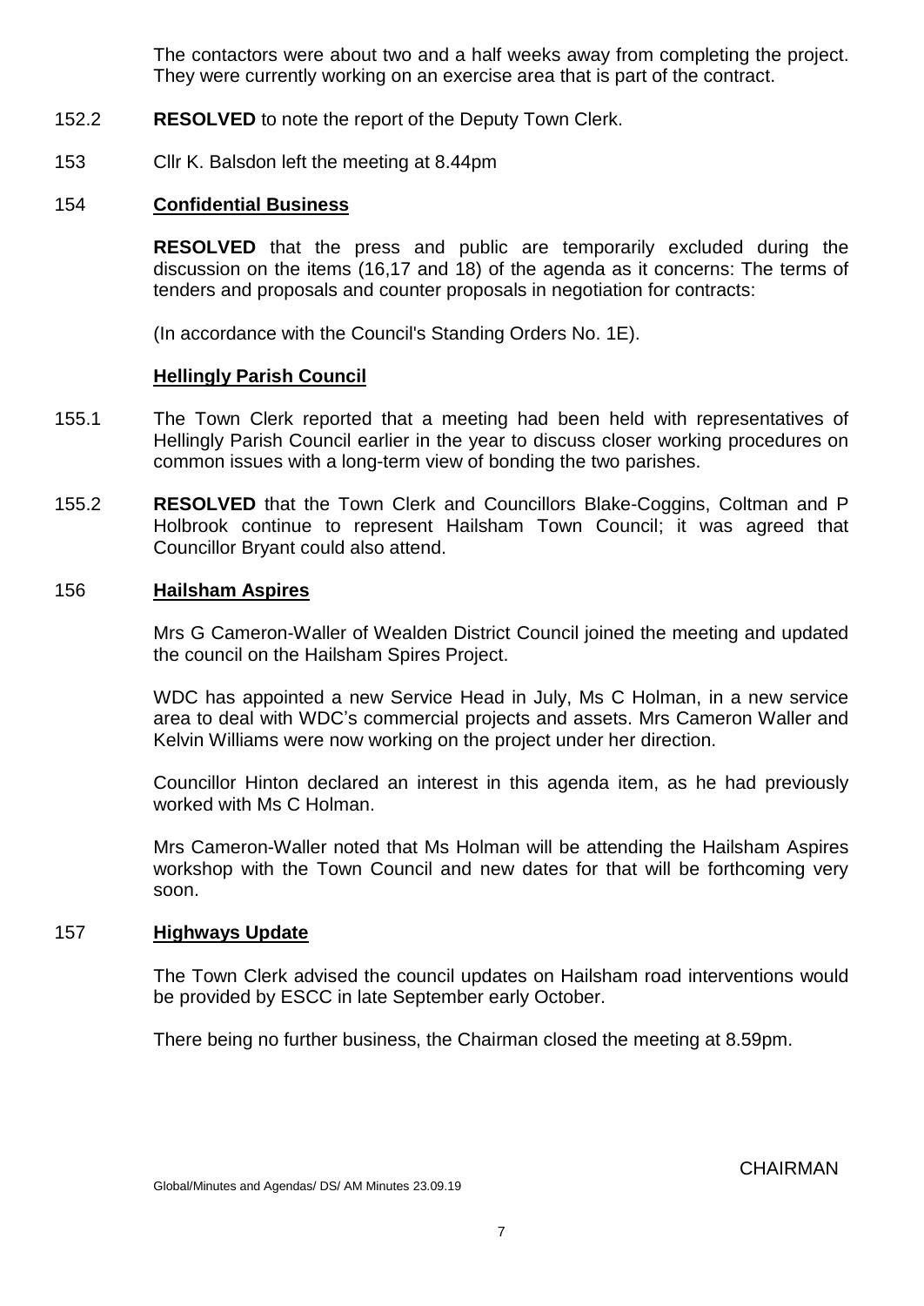The contactors were about two and a half weeks away from completing the project. They were currently working on an exercise area that is part of the contract.

152.2 **RESOLVED** to note the report of the Deputy Town Clerk.

153 Cllr K. Balsdon left the meeting at 8.44pm

154 **Confidential Business**

**RESOLVED** that the press and public are temporarily excluded during the discussion on the items (16,17 and 18) of the agenda as it concerns: The terms of tenders and proposals and counter proposals in negotiation for contracts:

(In accordance with the Council's Standing Orders No. 1E).

**Hellingly Parish Council**

155.1 The Town Clerk reported that a meeting had been held with representatives of Hellingly Parish Council earlier in the year to discuss closer working procedures on common issues with a long-term view of bonding the two parishes.

155.2 **RESOLVED** that the Town Clerk and Councillors Blake-Coggins, Coltman and P Holbrook continue to represent Hailsham Town Council; it was agreed that Councillor Bryant could also attend.

156 **Hailsham Aspires**

Mrs G Cameron-Waller of Wealden District Council joined the meeting and updated the council on the Hailsham Spires Project.

WDC has appointed a new Service Head in July, Ms C Holman, in a new service area to deal with WDC's commercial projects and assets. Mrs Cameron Waller and Kelvin Williams were now working on the project under her direction.

Councillor Hinton declared an interest in this agenda item, as he had previously worked with Ms C Holman.

Mrs Cameron-Waller noted that Ms Holman will be attending the Hailsham Aspires workshop with the Town Council and new dates for that will be forthcoming very soon.

157 **Highways Update**

The Town Clerk advised the council updates on Hailsham road interventions would be provided by ESCC in late September early October.

There being no further business, the Chairman closed the meeting at 8.59pm.

CHAIRMAN

Global/Minutes and Agendas/ DS/ AM Minutes 23.09.19